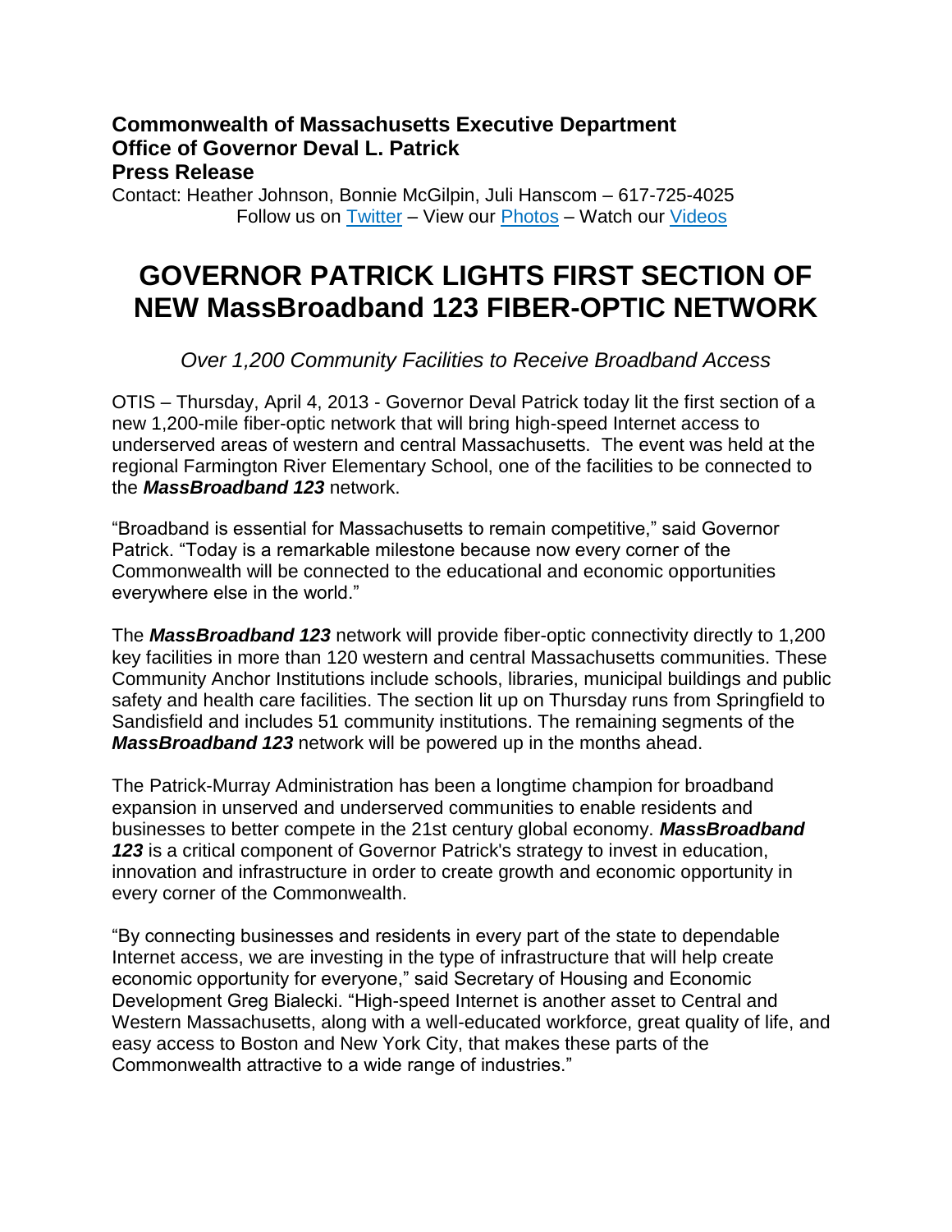**Commonwealth of Massachusetts Executive Department**
**Office of Governor Deval L. Patrick**
**Press Release**

Contact: Heather Johnson, Bonnie McGilpin, Juli Hanscom – 617-725-4025
Follow us on [Twitter]() – View our [Photos]() – Watch our [Videos]()

# GOVERNOR PATRICK LIGHTS FIRST SECTION OF NEW MassBroadband 123 FIBER-OPTIC NETWORK

*Over 1,200 Community Facilities to Receive Broadband Access*

OTIS – Thursday, April 4, 2013 - Governor Deval Patrick today lit the first section of a new 1,200-mile fiber-optic network that will bring high-speed Internet access to underserved areas of western and central Massachusetts. The event was held at the regional Farmington River Elementary School, one of the facilities to be connected to the ***MassBroadband 123*** network.

"Broadband is essential for Massachusetts to remain competitive," said Governor Patrick. "Today is a remarkable milestone because now every corner of the Commonwealth will be connected to the educational and economic opportunities everywhere else in the world."

The ***MassBroadband 123*** network will provide fiber-optic connectivity directly to 1,200 key facilities in more than 120 western and central Massachusetts communities. These Community Anchor Institutions include schools, libraries, municipal buildings and public safety and health care facilities. The section lit up on Thursday runs from Springfield to Sandisfield and includes 51 community institutions. The remaining segments of the ***MassBroadband 123*** network will be powered up in the months ahead.

The Patrick-Murray Administration has been a longtime champion for broadband expansion in unserved and underserved communities to enable residents and businesses to better compete in the 21st century global economy. ***MassBroadband 123*** is a critical component of Governor Patrick's strategy to invest in education, innovation and infrastructure in order to create growth and economic opportunity in every corner of the Commonwealth.

"By connecting businesses and residents in every part of the state to dependable Internet access, we are investing in the type of infrastructure that will help create economic opportunity for everyone," said Secretary of Housing and Economic Development Greg Bialecki. "High-speed Internet is another asset to Central and Western Massachusetts, along with a well-educated workforce, great quality of life, and easy access to Boston and New York City, that makes these parts of the Commonwealth attractive to a wide range of industries."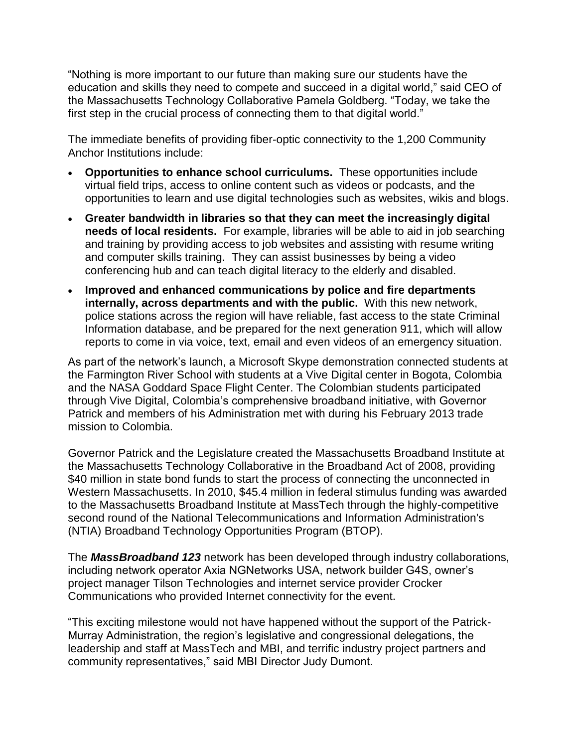"Nothing is more important to our future than making sure our students have the education and skills they need to compete and succeed in a digital world," said CEO of the Massachusetts Technology Collaborative Pamela Goldberg. "Today, we take the first step in the crucial process of connecting them to that digital world."

The immediate benefits of providing fiber-optic connectivity to the 1,200 Community Anchor Institutions include:

- **Opportunities to enhance school curriculums.** These opportunities include virtual field trips, access to online content such as videos or podcasts, and the opportunities to learn and use digital technologies such as websites, wikis and blogs.
- **Greater bandwidth in libraries so that they can meet the increasingly digital needs of local residents.** For example, libraries will be able to aid in job searching and training by providing access to job websites and assisting with resume writing and computer skills training. They can assist businesses by being a video conferencing hub and can teach digital literacy to the elderly and disabled.
- **Improved and enhanced communications by police and fire departments internally, across departments and with the public.** With this new network, police stations across the region will have reliable, fast access to the state Criminal Information database, and be prepared for the next generation 911, which will allow reports to come in via voice, text, email and even videos of an emergency situation.

As part of the network's launch, a Microsoft Skype demonstration connected students at the Farmington River School with students at a Vive Digital center in Bogota, Colombia and the NASA Goddard Space Flight Center. The Colombian students participated through Vive Digital, Colombia's comprehensive broadband initiative, with Governor Patrick and members of his Administration met with during his February 2013 trade mission to Colombia.

Governor Patrick and the Legislature created the Massachusetts Broadband Institute at the Massachusetts Technology Collaborative in the Broadband Act of 2008, providing $40 million in state bond funds to start the process of connecting the unconnected in Western Massachusetts. In 2010, $45.4 million in federal stimulus funding was awarded to the Massachusetts Broadband Institute at MassTech through the highly-competitive second round of the National Telecommunications and Information Administration's (NTIA) Broadband Technology Opportunities Program (BTOP).

The ***MassBroadband 123*** network has been developed through industry collaborations, including network operator Axia NGNetworks USA, network builder G4S, owner's project manager Tilson Technologies and internet service provider Crocker Communications who provided Internet connectivity for the event.

"This exciting milestone would not have happened without the support of the Patrick-Murray Administration, the region's legislative and congressional delegations, the leadership and staff at MassTech and MBI, and terrific industry project partners and community representatives," said MBI Director Judy Dumont.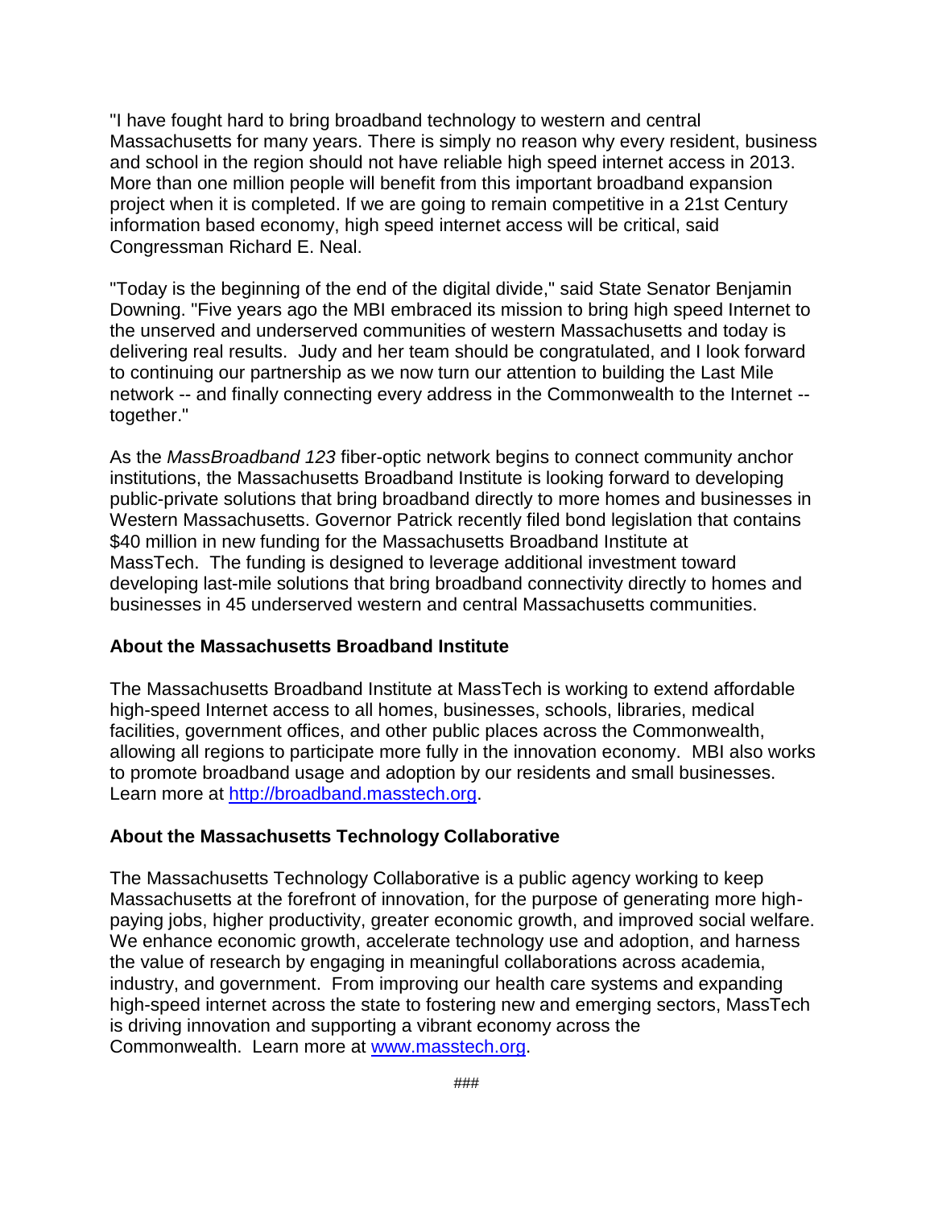"I have fought hard to bring broadband technology to western and central Massachusetts for many years. There is simply no reason why every resident, business and school in the region should not have reliable high speed internet access in 2013. More than one million people will benefit from this important broadband expansion project when it is completed. If we are going to remain competitive in a 21st Century information based economy, high speed internet access will be critical, said Congressman Richard E. Neal.

"Today is the beginning of the end of the digital divide," said State Senator Benjamin Downing. "Five years ago the MBI embraced its mission to bring high speed Internet to the unserved and underserved communities of western Massachusetts and today is delivering real results. Judy and her team should be congratulated, and I look forward to continuing our partnership as we now turn our attention to building the Last Mile network -- and finally connecting every address in the Commonwealth to the Internet -- together."

As the *MassBroadband 123* fiber-optic network begins to connect community anchor institutions, the Massachusetts Broadband Institute is looking forward to developing public-private solutions that bring broadband directly to more homes and businesses in Western Massachusetts. Governor Patrick recently filed bond legislation that contains $40 million in new funding for the Massachusetts Broadband Institute at MassTech. The funding is designed to leverage additional investment toward developing last-mile solutions that bring broadband connectivity directly to homes and businesses in 45 underserved western and central Massachusetts communities.

**About the Massachusetts Broadband Institute**

The Massachusetts Broadband Institute at MassTech is working to extend affordable high-speed Internet access to all homes, businesses, schools, libraries, medical facilities, government offices, and other public places across the Commonwealth, allowing all regions to participate more fully in the innovation economy. MBI also works to promote broadband usage and adoption by our residents and small businesses. Learn more at [http://broadband.masstech.org](http://broadband.masstech.org).

**About the Massachusetts Technology Collaborative**

The Massachusetts Technology Collaborative is a public agency working to keep Massachusetts at the forefront of innovation, for the purpose of generating more high-paying jobs, higher productivity, greater economic growth, and improved social welfare. We enhance economic growth, accelerate technology use and adoption, and harness the value of research by engaging in meaningful collaborations across academia, industry, and government. From improving our health care systems and expanding high-speed internet across the state to fostering new and emerging sectors, MassTech is driving innovation and supporting a vibrant economy across the Commonwealth. Learn more at [www.masstech.org](www.masstech.org).

###